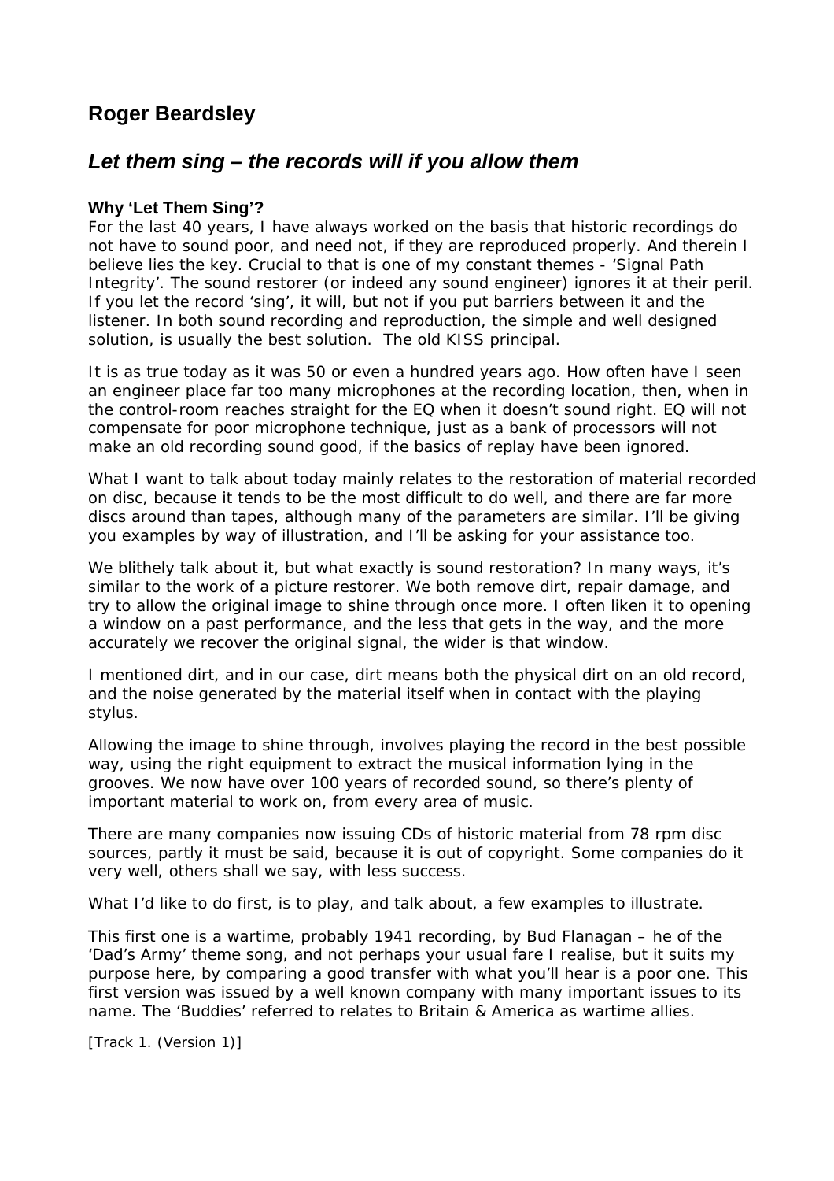## Roger Beardsley

## *Let them sing – the records will if you allow them*

### Why 'Let Them Sing'?

For the last 40 years, I have always worked on the basis that historic recordings do not have to sound poor, and need not, if they are reproduced properly. And therein I believe lies the key. Crucial to that is one of my constant themes - 'Signal Path Integrity'. The sound restorer (or indeed any sound engineer) ignores it at their peril. If you let the record 'sing', it will, but not if you put barriers between it and the listener. In both sound recording and reproduction, the simple and well designed solution, is usually the best solution. The old KISS principal.

It is as true today as it was 50 or even a hundred years ago. How often have I seen an engineer place far too many microphones at the recording location, then, when in the control-room reaches straight for the EQ when it doesn't sound right. EQ will not compensate for poor microphone technique, just as a bank of processors will not make an old recording sound good, if the basics of replay have been ignored.

What I want to talk about today mainly relates to the restoration of material recorded on disc, because it tends to be the most difficult to do well, and there are far more discs around than tapes, although many of the parameters are similar. I'll be giving you examples by way of illustration, and I'll be asking for your assistance too.

We blithely talk about it, but what exactly is sound restoration? In many ways, it's similar to the work of a picture restorer. We both remove dirt, repair damage, and try to allow the original image to shine through once more. I often liken it to opening a window on a past performance, and the less that gets in the way, and the more accurately we recover the original signal, the wider is that window.

I mentioned dirt, and in our case, dirt means both the physical dirt on an old record, and the noise generated by the material itself when in contact with the playing stylus.

Allowing the image to shine through, involves playing the record in the best possible way, using the right equipment to extract the musical information lying in the grooves. We now have over 100 years of recorded sound, so there's plenty of important material to work on, from every area of music.

There are many companies now issuing CDs of historic material from 78 rpm disc sources, partly it must be said, because it is out of copyright. Some companies do it very well, others shall we say, with less success.

What I'd like to do first, is to play, and talk about, a few examples to illustrate.

This first one is a wartime, probably 1941 recording, by Bud Flanagan – he of the 'Dad's Army' theme song, and not perhaps your usual fare I realise, but it suits my purpose here, by comparing a good transfer with what you'll hear is a poor one. This first version was issued by a well known company with many important issues to its name. The 'Buddies' referred to relates to Britain & America as wartime allies.

[Track 1. (Version 1)]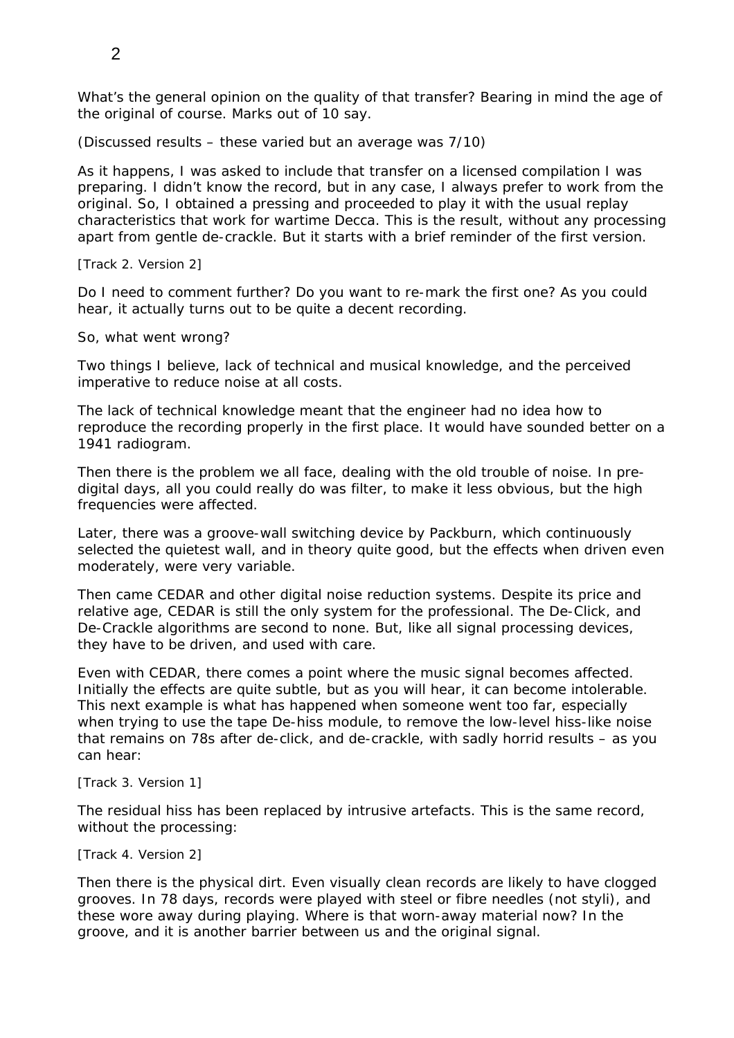What's the general opinion on the quality of that transfer? Bearing in mind the age of the original of course. Marks out of 10 say.

(Discussed results – these varied but an average was 7/10)

As it happens, I was asked to include that transfer on a licensed compilation I was preparing. I didn't know the record, but in any case, I always prefer to work from the original. So, I obtained a pressing and proceeded to play it with the usual replay characteristics that work for wartime Decca. This is the result, without any processing apart from gentle de-crackle. But it starts with a brief reminder of the first version.

[Track 2. Version 2]

Do I need to comment further? Do you want to re-mark the first one? As you could hear, it actually turns out to be quite a decent recording.

So, what went wrong?

Two things I believe, lack of technical and musical knowledge, and the perceived imperative to reduce noise at all costs.

The lack of technical knowledge meant that the engineer had no idea how to reproduce the recording properly in the first place. It would have sounded better on a 1941 radiogram.

Then there is the problem we all face, dealing with the old trouble of noise. In pre-digital days, all you could really do was filter, to make it less obvious, but the high frequencies were affected.

Later, there was a groove-wall switching device by Packburn, which continuously selected the quietest wall, and in theory quite good, but the effects when driven even moderately, were very variable.

Then came CEDAR and other digital noise reduction systems. Despite its price and relative age, CEDAR is still the only system for the professional. The De-Click, and De-Crackle algorithms are second to none. But, like all signal processing devices, they have to be driven, and used with care.

Even with CEDAR, there comes a point where the music signal becomes affected. Initially the effects are quite subtle, but as you will hear, it can become intolerable. This next example is what has happened when someone went too far, especially when trying to use the tape De-hiss module, to remove the low-level hiss-like noise that remains on 78s after de-click, and de-crackle, with sadly horrid results – as you can hear:

[Track 3. Version 1]

The residual hiss has been replaced by intrusive artefacts. This is the same record, without the processing:

[Track 4. Version 2]

Then there is the physical dirt. Even visually clean records are likely to have clogged grooves. In 78 days, records were played with steel or fibre needles (not styli), and these wore away during playing. Where is that worn-away material now? In the groove, and it is another barrier between us and the original signal.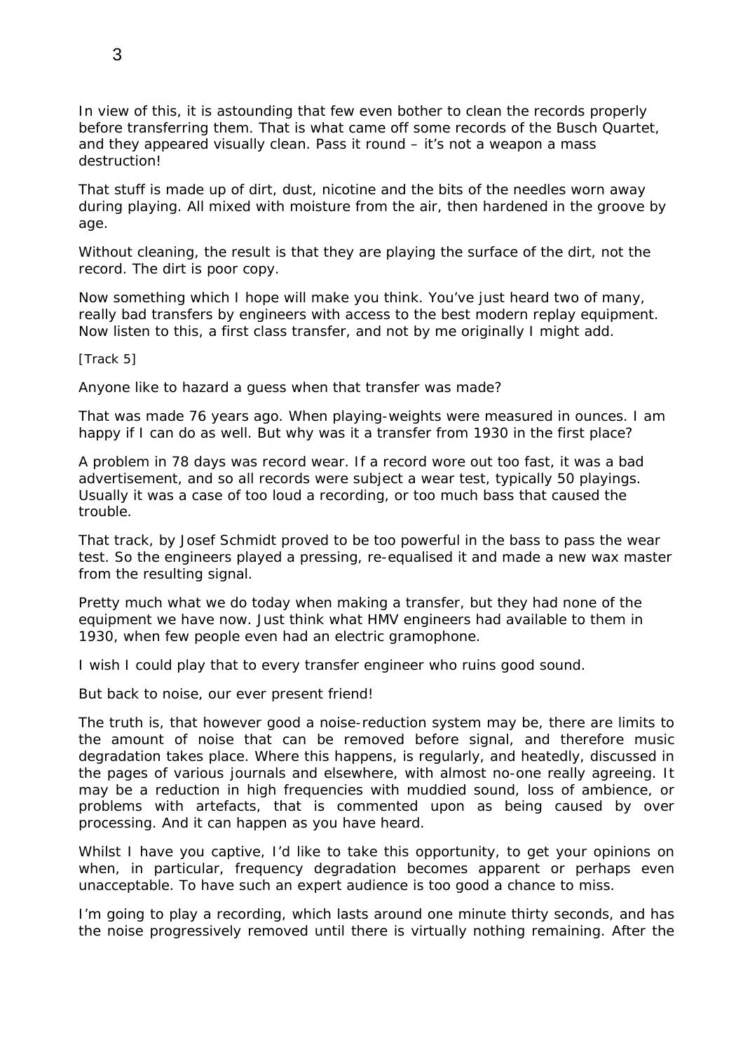In view of this, it is astounding that few even bother to clean the records properly before transferring them. That is what came off some records of the Busch Quartet, and they appeared visually clean. Pass it round – it's not a weapon a mass destruction!

That stuff is made up of dirt, dust, nicotine and the bits of the needles worn away during playing. All mixed with moisture from the air, then hardened in the groove by age.

Without cleaning, the result is that they are playing the surface of the dirt, not the record. The dirt is poor copy.

Now something which I hope will make you think. You've just heard two of many, really bad transfers by engineers with access to the best modern replay equipment. Now listen to this, a first class transfer, and not by me originally I might add.

[Track 5]

Anyone like to hazard a guess when that transfer was made?

That was made 76 years ago. When playing-weights were measured in ounces. I am happy if I can do as well. But why was it a transfer from 1930 in the first place?

A problem in 78 days was record wear. If a record wore out too fast, it was a bad advertisement, and so all records were subject a wear test, typically 50 playings. Usually it was a case of too loud a recording, or too much bass that caused the trouble.

That track, by Josef Schmidt proved to be too powerful in the bass to pass the wear test. So the engineers played a pressing, re-equalised it and made a new wax master from the resulting signal.

Pretty much what we do today when making a transfer, but they had none of the equipment we have now. Just think what HMV engineers had available to them in 1930, when few people even had an electric gramophone.

I wish I could play that to every transfer engineer who ruins good sound.

But back to noise, our ever present friend!

The truth is, that however good a noise-reduction system may be, there are limits to the amount of noise that can be removed before signal, and therefore music degradation takes place. Where this happens, is regularly, and heatedly, discussed in the pages of various journals and elsewhere, with almost no-one really agreeing. It may be a reduction in high frequencies with muddied sound, loss of ambience, or problems with artefacts, that is commented upon as being caused by over processing. And it can happen as you have heard.

Whilst I have you captive, I'd like to take this opportunity, to get your opinions on when, in particular, frequency degradation becomes apparent or perhaps even unacceptable. To have such an expert audience is too good a chance to miss.

I'm going to play a recording, which lasts around one minute thirty seconds, and has the noise progressively removed until there is virtually nothing remaining. After the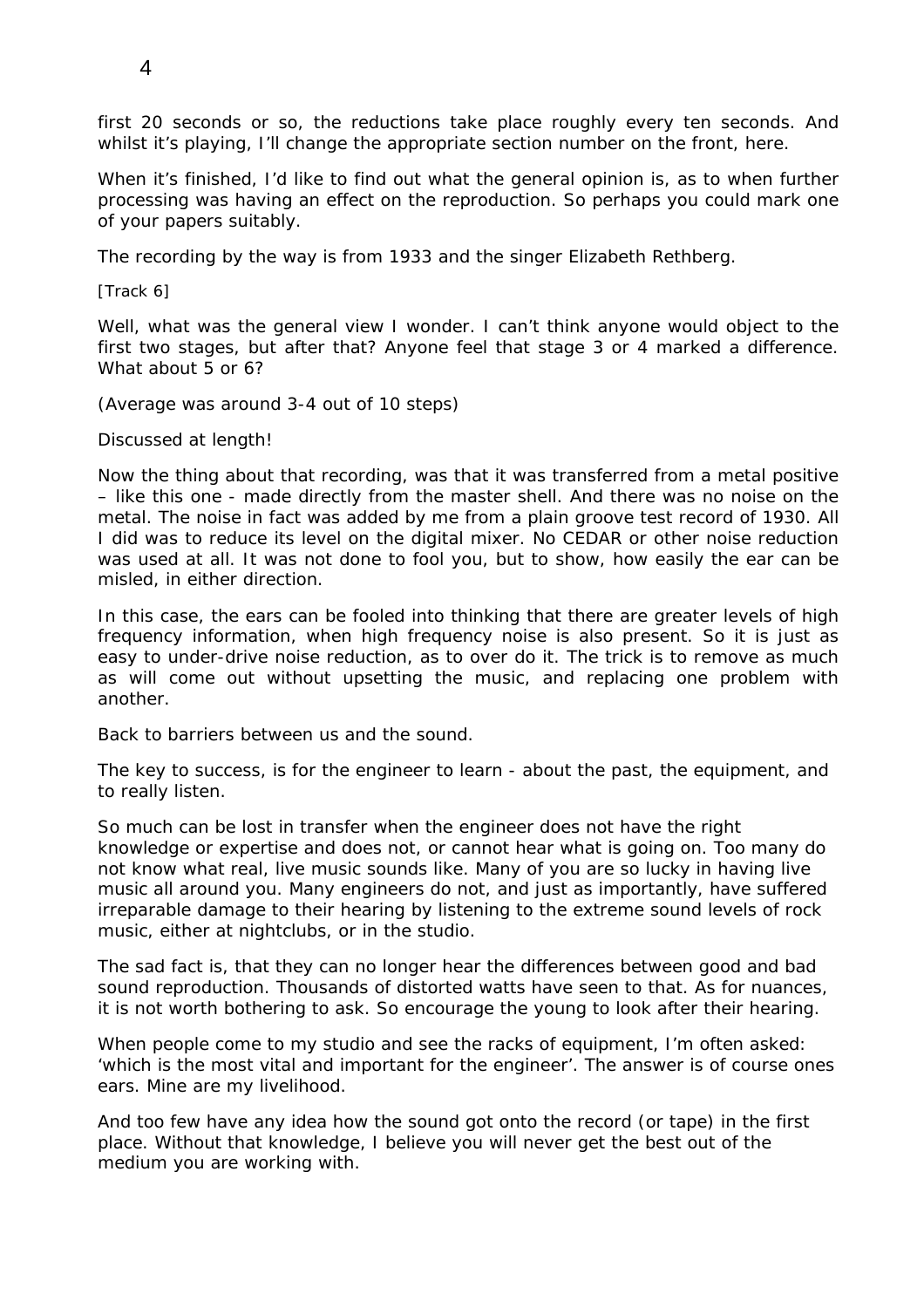first 20 seconds or so, the reductions take place roughly every ten seconds. And whilst it's playing, I'll change the appropriate section number on the front, here.

When it's finished, I'd like to find out what the general opinion is, as to when further processing was having an effect on the reproduction. So perhaps you could mark one of your papers suitably.

The recording by the way is from 1933 and the singer Elizabeth Rethberg.

[Track 6]

Well, what was the general view I wonder. I can't think anyone would object to the first two stages, but after that? Anyone feel that stage 3 or 4 marked a difference. What about 5 or 6?

(Average was around 3-4 out of 10 steps)

Discussed at length!

Now the thing about that recording, was that it was transferred from a metal positive – like this one - made directly from the master shell. And there was no noise on the metal. The noise in fact was added by me from a plain groove test record of 1930. All I did was to reduce its level on the digital mixer. No CEDAR or other noise reduction was used at all. It was not done to fool you, but to show, how easily the ear can be misled, in either direction.

In this case, the ears can be fooled into thinking that there are greater levels of high frequency information, when high frequency noise is also present. So it is just as easy to under-drive noise reduction, as to over do it. The trick is to remove as much as will come out without upsetting the music, and replacing one problem with another.

Back to barriers between us and the sound.

The key to success, is for the engineer to learn - about the past, the equipment, and to really listen.

So much can be lost in transfer when the engineer does not have the right knowledge or expertise and does not, or cannot hear what is going on. Too many do not know what real, live music sounds like. Many of you are so lucky in having live music all around you. Many engineers do not, and just as importantly, have suffered irreparable damage to their hearing by listening to the extreme sound levels of rock music, either at nightclubs, or in the studio.

The sad fact is, that they can no longer hear the differences between good and bad sound reproduction. Thousands of distorted watts have seen to that. As for nuances, it is not worth bothering to ask. So encourage the young to look after their hearing.

When people come to my studio and see the racks of equipment, I'm often asked: 'which is the most vital and important for the engineer'. The answer is of course ones ears. Mine are my livelihood.

And too few have any idea how the sound got onto the record (or tape) in the first place. Without that knowledge, I believe you will never get the best out of the medium you are working with.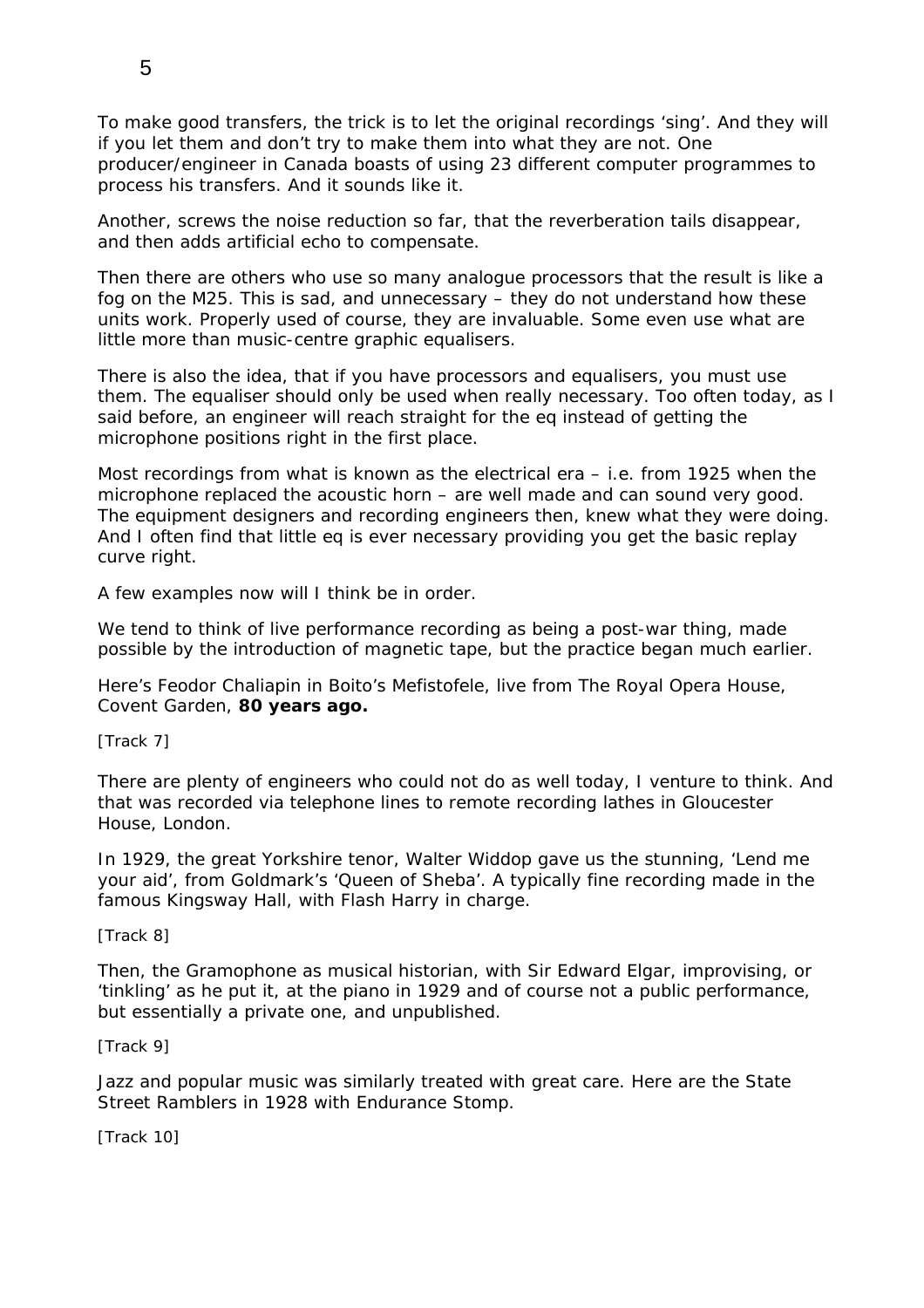To make good transfers, the trick is to let the original recordings 'sing'. And they will if you let them and don't try to make them into what they are not. One producer/engineer in Canada boasts of using 23 different computer programmes to process his transfers. And it sounds like it.

Another, screws the noise reduction so far, that the reverberation tails disappear, and then adds artificial echo to compensate.

Then there are others who use so many analogue processors that the result is like a fog on the M25. This is sad, and unnecessary – they do not understand how these units work. Properly used of course, they are invaluable. Some even use what are little more than music-centre graphic equalisers.

There is also the idea, that if you have processors and equalisers, you must use them. The equaliser should only be used when really necessary. Too often today, as I said before, an engineer will reach straight for the eq instead of getting the microphone positions right in the first place.

Most recordings from what is known as the electrical era – i.e. from 1925 when the microphone replaced the acoustic horn – are well made and can sound very good. The equipment designers and recording engineers then, knew what they were doing. And I often find that little eq is ever necessary providing you get the basic replay curve right.

A few examples now will I think be in order.

We tend to think of live performance recording as being a post-war thing, made possible by the introduction of magnetic tape, but the practice began much earlier.

Here's Feodor Chaliapin in Boito's Mefistofele, live from The Royal Opera House, Covent Garden, **80 years ago.**

[Track 7]

There are plenty of engineers who could not do as well today, I venture to think. And that was recorded via telephone lines to remote recording lathes in Gloucester House, London.

In 1929, the great Yorkshire tenor, Walter Widdop gave us the stunning, 'Lend me your aid', from Goldmark's 'Queen of Sheba'. A typically fine recording made in the famous Kingsway Hall, with Flash Harry in charge.

[Track 8]

Then, the Gramophone as musical historian, with Sir Edward Elgar, improvising, or 'tinkling' as he put it, at the piano in 1929 and of course not a public performance, but essentially a private one, and unpublished.

[Track 9]

Jazz and popular music was similarly treated with great care. Here are the State Street Ramblers in 1928 with Endurance Stomp.

[Track 10]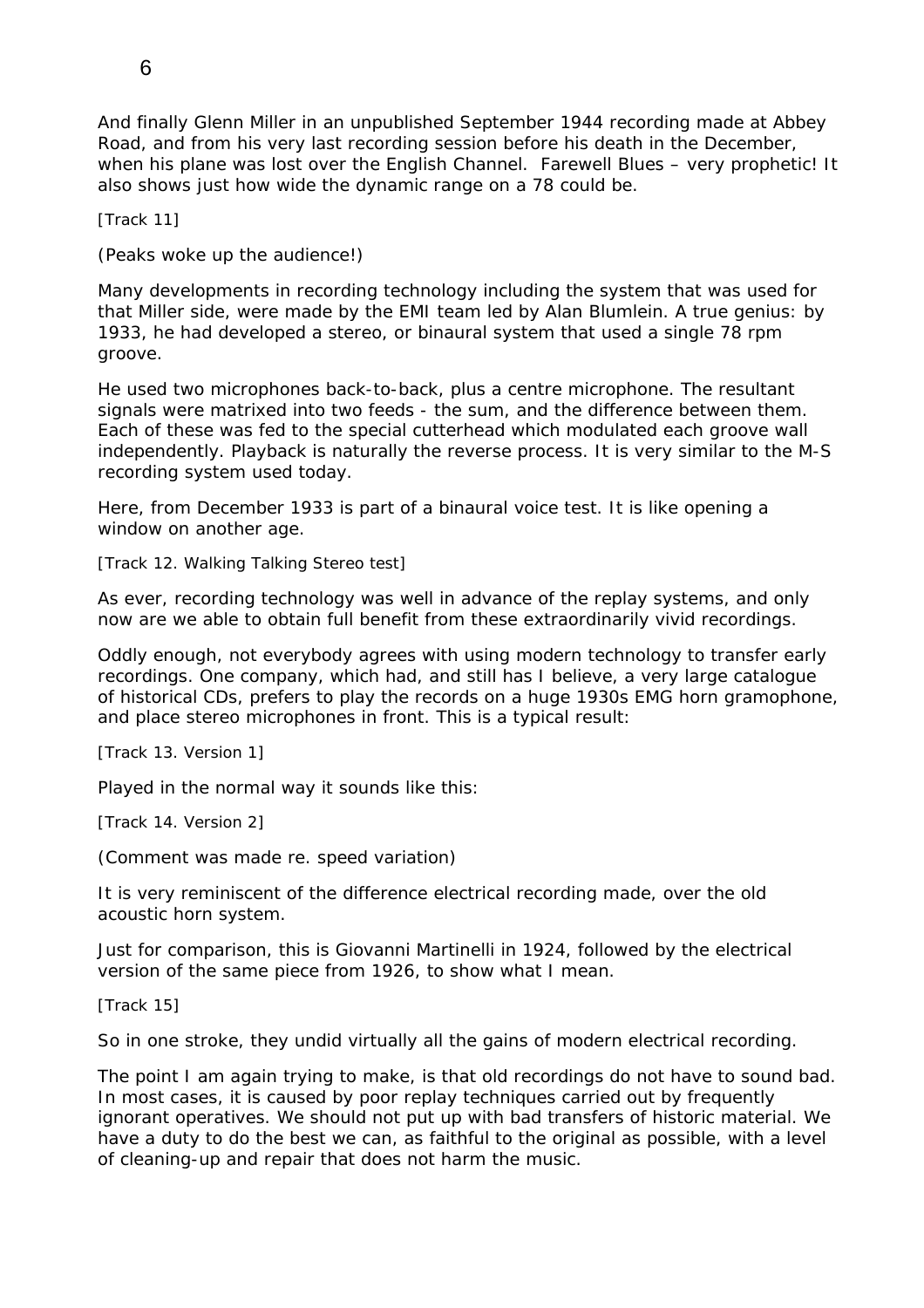And finally Glenn Miller in an unpublished September 1944 recording made at Abbey Road, and from his very last recording session before his death in the December, when his plane was lost over the English Channel. Farewell Blues – very prophetic! It also shows just how wide the dynamic range on a 78 could be.

[Track 11]

(Peaks woke up the audience!)

Many developments in recording technology including the system that was used for that Miller side, were made by the EMI team led by Alan Blumlein. A true genius: by 1933, he had developed a stereo, or binaural system that used a single 78 rpm groove.

He used two microphones back-to-back, plus a centre microphone. The resultant signals were matrixed into two feeds - the sum, and the difference between them. Each of these was fed to the special cutterhead which modulated each groove wall independently. Playback is naturally the reverse process. It is very similar to the M-S recording system used today.

Here, from December 1933 is part of a binaural voice test. It is like opening a window on another age.

[Track 12. Walking Talking Stereo test]

As ever, recording technology was well in advance of the replay systems, and only now are we able to obtain full benefit from these extraordinarily vivid recordings.

Oddly enough, not everybody agrees with using modern technology to transfer early recordings. One company, which had, and still has I believe, a very large catalogue of historical CDs, prefers to play the records on a huge 1930s EMG horn gramophone, and place stereo microphones in front. This is a typical result:

[Track 13. Version 1]

Played in the normal way it sounds like this:

[Track 14. Version 2]

(Comment was made re. speed variation)

It is very reminiscent of the difference electrical recording made, over the old acoustic horn system.

Just for comparison, this is Giovanni Martinelli in 1924, followed by the electrical version of the same piece from 1926, to show what I mean.

[Track 15]

So in one stroke, they undid virtually all the gains of modern electrical recording.

The point I am again trying to make, is that old recordings do not have to sound bad. In most cases, it is caused by poor replay techniques carried out by frequently ignorant operatives. We should not put up with bad transfers of historic material. We have a duty to do the best we can, as faithful to the original as possible, with a level of cleaning-up and repair that does not harm the music.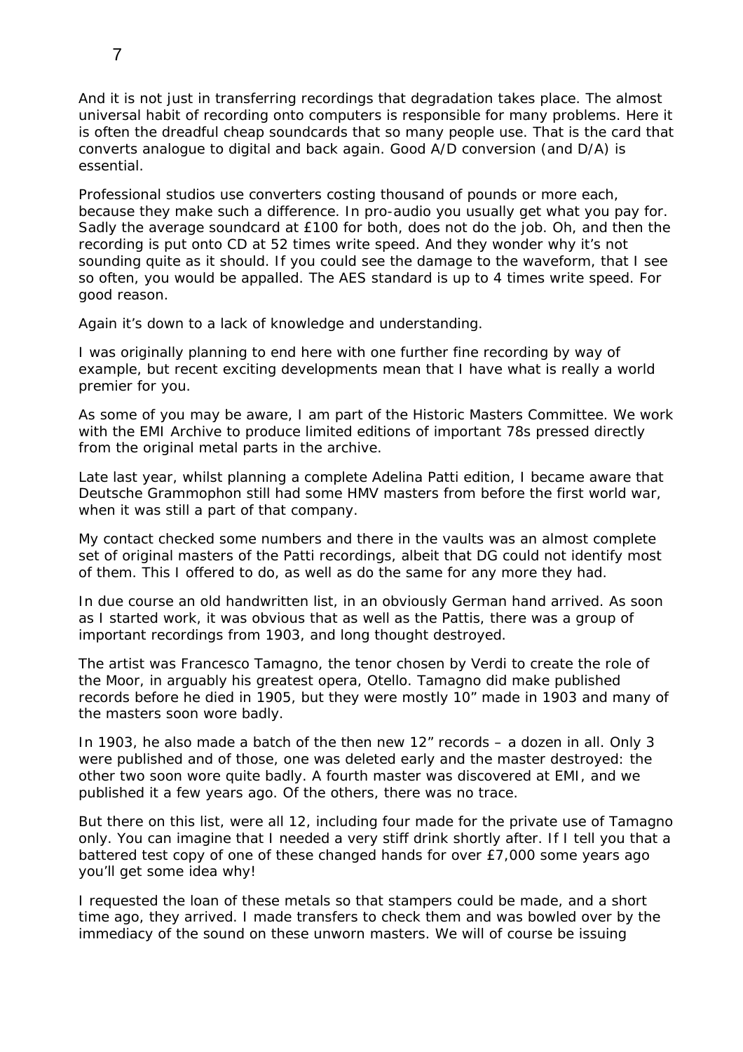And it is not just in transferring recordings that degradation takes place. The almost universal habit of recording onto computers is responsible for many problems. Here it is often the dreadful cheap soundcards that so many people use. That is the card that converts analogue to digital and back again. Good A/D conversion (and D/A) is essential.

Professional studios use converters costing thousand of pounds or more each, because they make such a difference. In pro-audio you usually get what you pay for. Sadly the average soundcard at £100 for both, does not do the job. Oh, and then the recording is put onto CD at 52 times write speed. And they wonder why it's not sounding quite as it should. If you could see the damage to the waveform, that I see so often, you would be appalled. The AES standard is up to 4 times write speed. For good reason.

Again it's down to a lack of knowledge and understanding.

I was originally planning to end here with one further fine recording by way of example, but recent exciting developments mean that I have what is really a world premier for you.

As some of you may be aware, I am part of the Historic Masters Committee. We work with the EMI Archive to produce limited editions of important 78s pressed directly from the original metal parts in the archive.

Late last year, whilst planning a complete Adelina Patti edition, I became aware that Deutsche Grammophon still had some HMV masters from before the first world war, when it was still a part of that company.

My contact checked some numbers and there in the vaults was an almost complete set of original masters of the Patti recordings, albeit that DG could not identify most of them. This I offered to do, as well as do the same for any more they had.

In due course an old handwritten list, in an obviously German hand arrived. As soon as I started work, it was obvious that as well as the Pattis, there was a group of important recordings from 1903, and long thought destroyed.

The artist was Francesco Tamagno, the tenor chosen by Verdi to create the role of the Moor, in arguably his greatest opera, Otello. Tamagno did make published records before he died in 1905, but they were mostly 10" made in 1903 and many of the masters soon wore badly.

In 1903, he also made a batch of the then new 12" records – a dozen in all. Only 3 were published and of those, one was deleted early and the master destroyed: the other two soon wore quite badly. A fourth master was discovered at EMI, and we published it a few years ago. Of the others, there was no trace.

But there on this list, were all 12, including four made for the private use of Tamagno only. You can imagine that I needed a very stiff drink shortly after. If I tell you that a battered test copy of one of these changed hands for over £7,000 some years ago you'll get some idea why!

I requested the loan of these metals so that stampers could be made, and a short time ago, they arrived. I made transfers to check them and was bowled over by the immediacy of the sound on these unworn masters. We will of course be issuing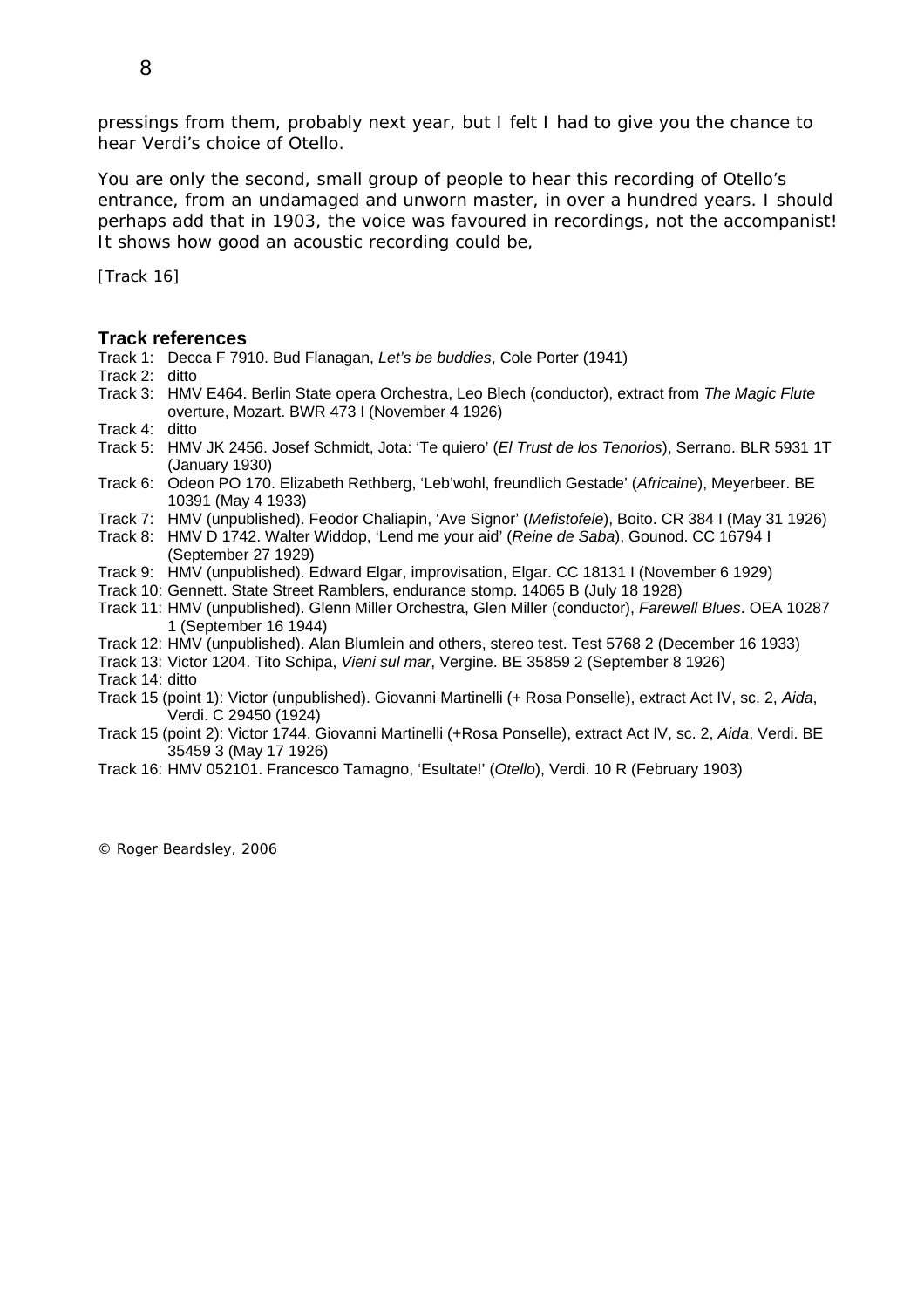pressings from them, probably next year, but I felt I had to give you the chance to hear Verdi's choice of Otello.

You are only the second, small group of people to hear this recording of Otello's entrance, from an undamaged and unworn master, in over a hundred years. I should perhaps add that in 1903, the voice was favoured in recordings, not the accompanist! It shows how good an acoustic recording could be,

[Track 16]

### Track references

Track 1: Decca F 7910. Bud Flanagan, *Let's be buddies*, Cole Porter (1941)
Track 2: ditto
Track 3: HMV E464. Berlin State opera Orchestra, Leo Blech (conductor), extract from *The Magic Flute* overture, Mozart. BWR 473 I (November 4 1926)
Track 4: ditto
Track 5: HMV JK 2456. Josef Schmidt, Jota: 'Te quiero' (*El Trust de los Tenorios*), Serrano. BLR 5931 1T (January 1930)
Track 6: Odeon PO 170. Elizabeth Rethberg, 'Leb'wohl, freundlich Gestade' (*Africaine*), Meyerbeer. BE 10391 (May 4 1933)
Track 7: HMV (unpublished). Feodor Chaliapin, 'Ave Signor' (*Mefistofele*), Boito. CR 384 I (May 31 1926)
Track 8: HMV D 1742. Walter Widdop, 'Lend me your aid' (*Reine de Saba*), Gounod. CC 16794 I (September 27 1929)
Track 9: HMV (unpublished). Edward Elgar, improvisation, Elgar. CC 18131 I (November 6 1929)
Track 10: Gennett. State Street Ramblers, endurance stomp. 14065 B (July 18 1928)
Track 11: HMV (unpublished). Glenn Miller Orchestra, Glen Miller (conductor), *Farewell Blues*. OEA 10287 1 (September 16 1944)
Track 12: HMV (unpublished). Alan Blumlein and others, stereo test. Test 5768 2 (December 16 1933)
Track 13: Victor 1204. Tito Schipa, *Vieni sul mar*, Vergine. BE 35859 2 (September 8 1926)
Track 14: ditto
Track 15 (point 1): Victor (unpublished). Giovanni Martinelli (+ Rosa Ponselle), extract Act IV, sc. 2, *Aida*, Verdi. C 29450 (1924)
Track 15 (point 2): Victor 1744. Giovanni Martinelli (+Rosa Ponselle), extract Act IV, sc. 2, *Aida*, Verdi. BE 35459 3 (May 17 1926)
Track 16: HMV 052101. Francesco Tamagno, 'Esultate!' (*Otello*), Verdi. 10 R (February 1903)

© Roger Beardsley, 2006